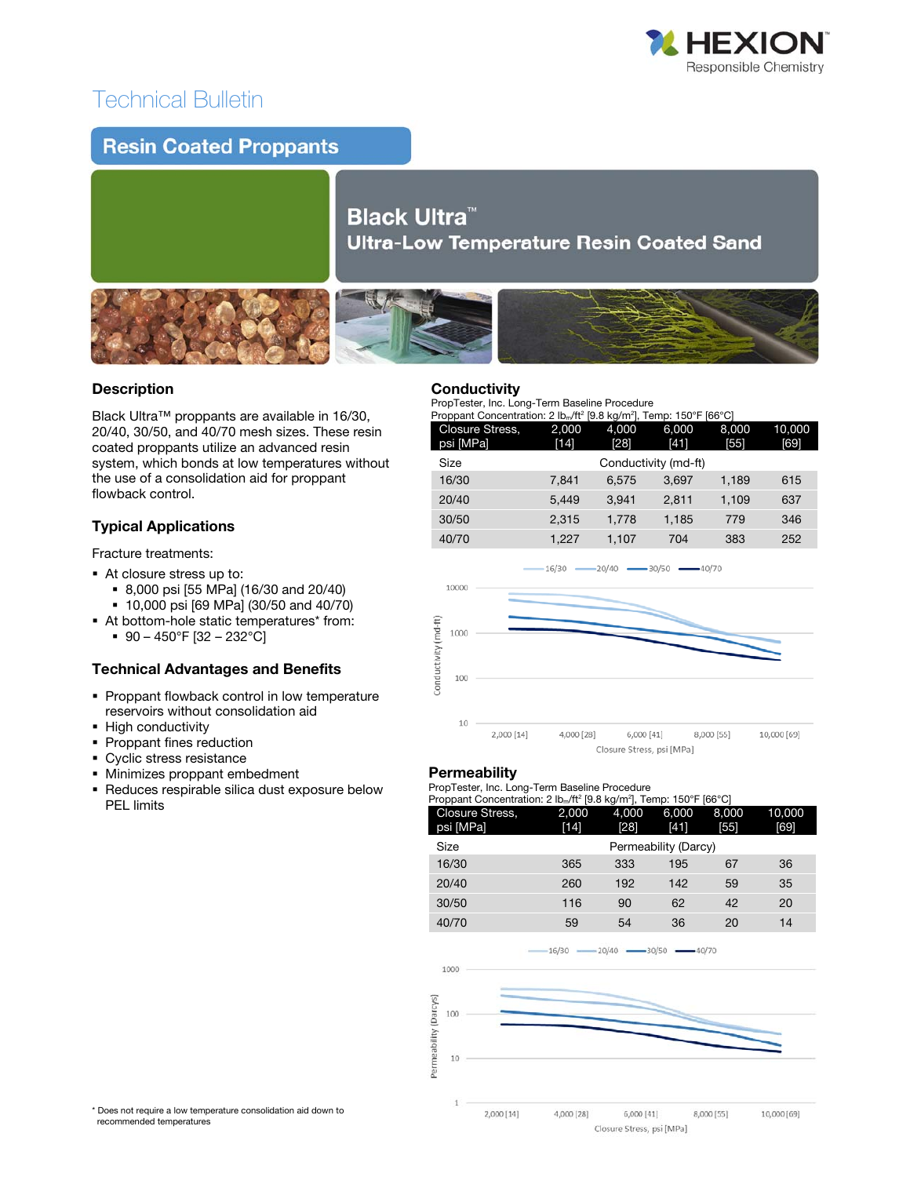# Technical Bulletin

## Resin Coated Proppants

# Black Ultra™
## Ultra-Low Temperature Resin Coated Sand

### Description

Black Ultra™ proppants are available in 16/30, 20/40, 30/50, and 40/70 mesh sizes. These resin coated proppants utilize an advanced resin system, which bonds at low temperatures without the use of a consolidation aid for proppant flowback control.

### Typical Applications

Fracture treatments:

- At closure stress up to:
  - 8,000 psi [55 MPa] (16/30 and 20/40)
  - 10,000 psi [69 MPa] (30/50 and 40/70)
- At bottom-hole static temperatures* from:
  - 90 – 450°F [32 – 232°C]

### Technical Advantages and Benefits

- Proppant flowback control in low temperature reservoirs without consolidation aid
- High conductivity
- Proppant fines reduction
- Cyclic stress resistance
- Minimizes proppant embedment
- Reduces respirable silica dust exposure below PEL limits

### Conductivity

PropTester, Inc. Long-Term Baseline Procedure
Proppant Concentration: 2 $lb_m/ft^2$ [9.8 kg/m²], Temp: 150°F [66°C]

| Closure Stress, psi [MPa] | 2,000 [14] | 4,000 [28] | 6,000 [41] | 8,000 [55] | 10,000 [69] |
|---|---|---|---|---|---|
| Size | Conductivity (md-ft) | | | | |
| 16/30 | 7,841 | 6,575 | 3,697 | 1,189 | 615 |
| 20/40 | 5,449 | 3,941 | 2,811 | 1,109 | 637 |
| 30/50 | 2,315 | 1,778 | 1,185 | 779 | 346 |
| 40/70 | 1,227 | 1,107 | 704 | 383 | 252 |

### Permeability

PropTester, Inc. Long-Term Baseline Procedure
Proppant Concentration: 2 $lb_m/ft^2$ [9.8 kg/m²], Temp: 150°F [66°C]

| Closure Stress, psi [MPa] | 2,000 [14] | 4,000 [28] | 6,000 [41] | 8,000 [55] | 10,000 [69] |
|---|---|---|---|---|---|
| Size | Permeability (Darcy) | | | | |
| 16/30 | 365 | 333 | 195 | 67 | 36 |
| 20/40 | 260 | 192 | 142 | 59 | 35 |
| 30/50 | 116 | 90 | 62 | 42 | 20 |
| 40/70 | 59 | 54 | 36 | 20 | 14 |

\* Does not require a low temperature consolidation aid down to recommended temperatures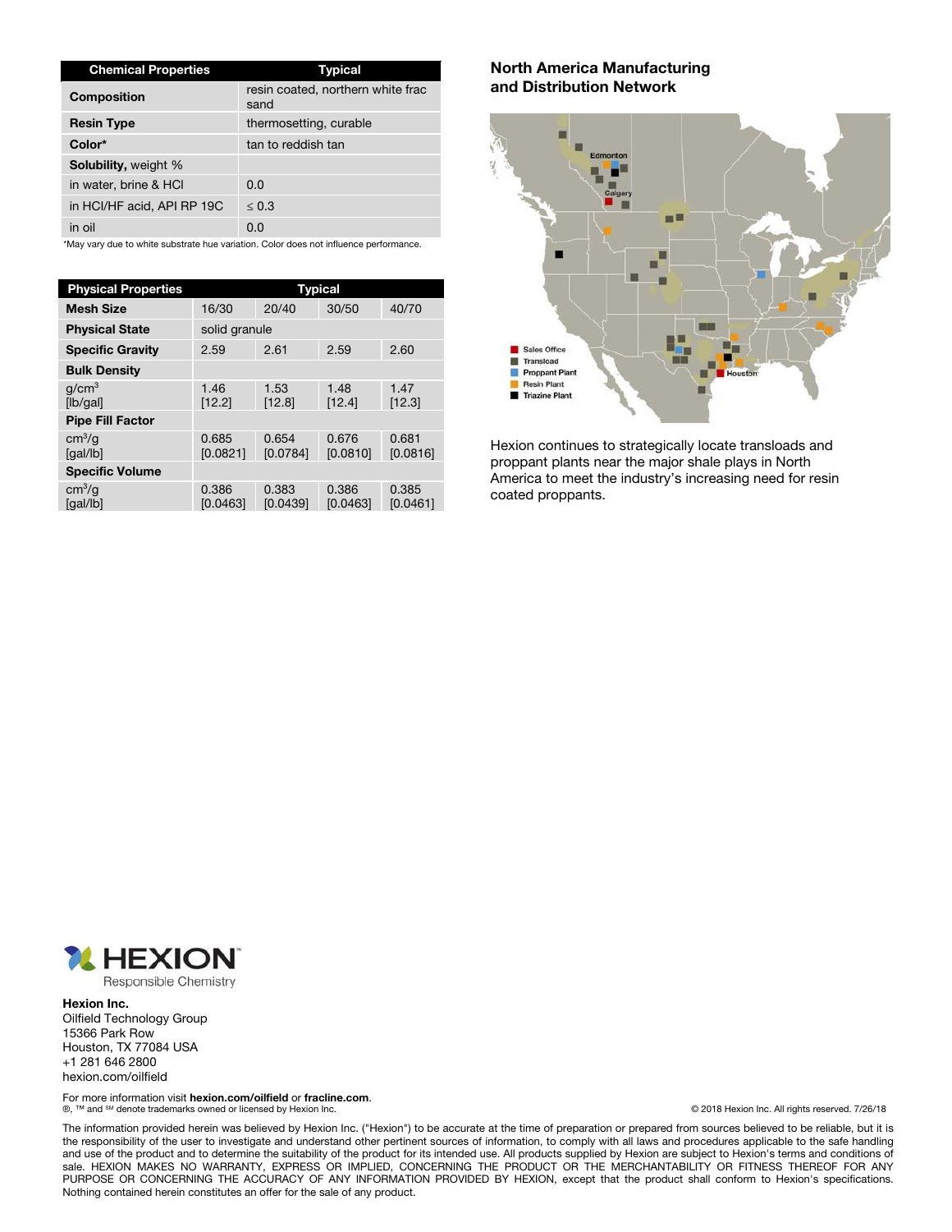| Chemical Properties | Typical |
|---|---|
| **Composition** | resin coated, northern white frac sand |
| **Resin Type** | thermosetting, curable |
| **Color*** | tan to reddish tan |
| **Solubility,** weight % | |
| in water, brine & HCl | 0.0 |
| in HCl/HF acid, API RP 19C | ≤ 0.3 |
| in oil | 0.0 |

*May vary due to white substrate hue variation. Color does not influence performance.

| Physical Properties | Typical | | | |
|---|---|---|---|---|
| **Mesh Size** | 16/30 | 20/40 | 30/50 | 40/70 |
| **Physical State** | solid granule | | | |
| **Specific Gravity** | 2.59 | 2.61 | 2.59 | 2.60 |
| **Bulk Density** | | | | |
| $g/cm^3$ [lb/gal] | 1.46 [12.2] | 1.53 [12.8] | 1.48 [12.4] | 1.47 [12.3] |
| **Pipe Fill Factor** | | | | |
| $cm^3/g$ [gal/lb] | 0.685 [0.0821] | 0.654 [0.0784] | 0.676 [0.0810] | 0.681 [0.0816] |
| **Specific Volume** | | | | |
| $cm^3/g$ [gal/lb] | 0.386 [0.0463] | 0.383 [0.0439] | 0.386 [0.0463] | 0.385 [0.0461] |

## North America Manufacturing and Distribution Network

Edmonton

Calgary

Houston

Sales Office

Transload

Proppant Plant

Resin Plant

Triazine Plant

Hexion continues to strategically locate transloads and proppant plants near the major shale plays in North America to meet the industry's increasing need for resin coated proppants.

HEXION
Responsible Chemistry

**Hexion Inc.**
Oilfield Technology Group
15366 Park Row
Houston, TX 77084 USA
+1 281 646 2800
hexion.com/oilfield

For more information visit **hexion.com/oilfield** or **fracline.com**.
®, ™ and ℠ denote trademarks owned or licensed by Hexion Inc.

© 2018 Hexion Inc. All rights reserved. 7/26/18

The information provided herein was believed by Hexion Inc. ("Hexion") to be accurate at the time of preparation or prepared from sources believed to be reliable, but it is the responsibility of the user to investigate and understand other pertinent sources of information, to comply with all laws and procedures applicable to the safe handling and use of the product and to determine the suitability of the product for its intended use. All products supplied by Hexion are subject to Hexion's terms and conditions of sale. HEXION MAKES NO WARRANTY, EXPRESS OR IMPLIED, CONCERNING THE PRODUCT OR THE MERCHANTABILITY OR FITNESS THEREOF FOR ANY PURPOSE OR CONCERNING THE ACCURACY OF ANY INFORMATION PROVIDED BY HEXION, except that the product shall conform to Hexion's specifications. Nothing contained herein constitutes an offer for the sale of any product.